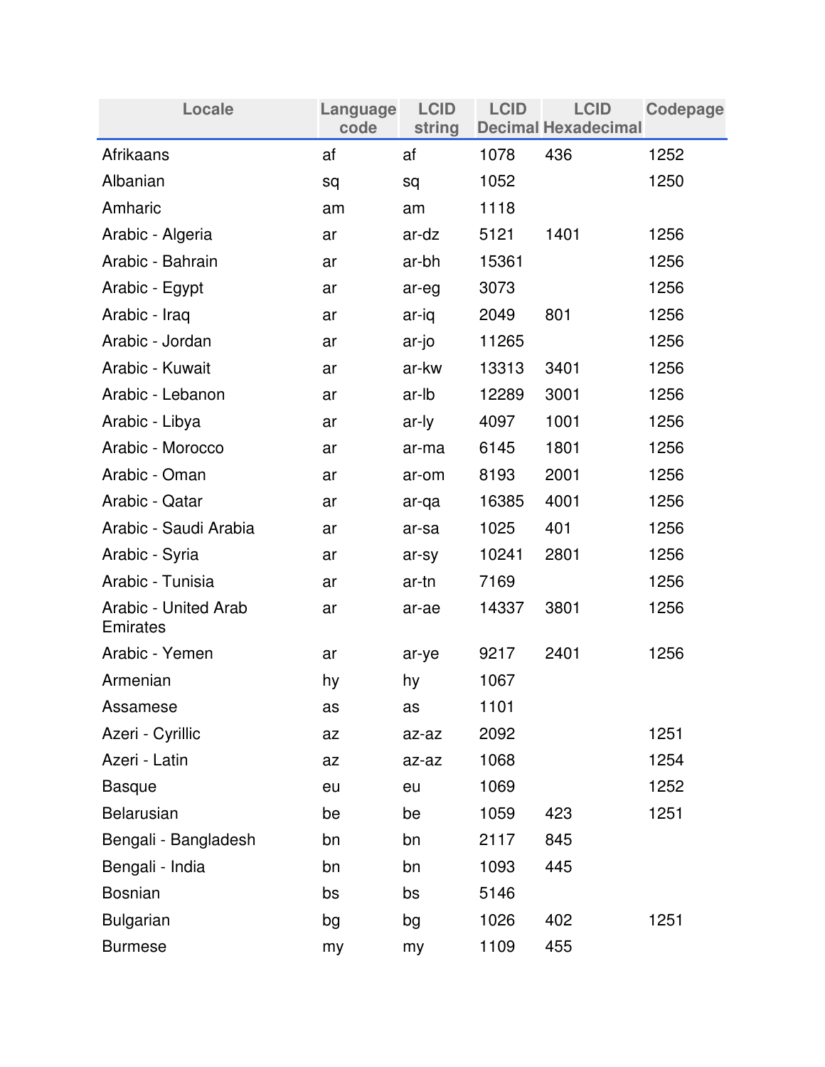| Locale | Language code | LCID string | LCID Decimal | LCID Hexadecimal | Codepage |
|---|---|---|---|---|---|
| Afrikaans | af | af | 1078 | 436 | 1252 |
| Albanian | sq | sq | 1052 | | 1250 |
| Amharic | am | am | 1118 | | |
| Arabic - Algeria | ar | ar-dz | 5121 | 1401 | 1256 |
| Arabic - Bahrain | ar | ar-bh | 15361 | | 1256 |
| Arabic - Egypt | ar | ar-eg | 3073 | | 1256 |
| Arabic - Iraq | ar | ar-iq | 2049 | 801 | 1256 |
| Arabic - Jordan | ar | ar-jo | 11265 | | 1256 |
| Arabic - Kuwait | ar | ar-kw | 13313 | 3401 | 1256 |
| Arabic - Lebanon | ar | ar-lb | 12289 | 3001 | 1256 |
| Arabic - Libya | ar | ar-ly | 4097 | 1001 | 1256 |
| Arabic - Morocco | ar | ar-ma | 6145 | 1801 | 1256 |
| Arabic - Oman | ar | ar-om | 8193 | 2001 | 1256 |
| Arabic - Qatar | ar | ar-qa | 16385 | 4001 | 1256 |
| Arabic - Saudi Arabia | ar | ar-sa | 1025 | 401 | 1256 |
| Arabic - Syria | ar | ar-sy | 10241 | 2801 | 1256 |
| Arabic - Tunisia | ar | ar-tn | 7169 | | 1256 |
| Arabic - United Arab Emirates | ar | ar-ae | 14337 | 3801 | 1256 |
| Arabic - Yemen | ar | ar-ye | 9217 | 2401 | 1256 |
| Armenian | hy | hy | 1067 | | |
| Assamese | as | as | 1101 | | |
| Azeri - Cyrillic | az | az-az | 2092 | | 1251 |
| Azeri - Latin | az | az-az | 1068 | | 1254 |
| Basque | eu | eu | 1069 | | 1252 |
| Belarusian | be | be | 1059 | 423 | 1251 |
| Bengali - Bangladesh | bn | bn | 2117 | 845 | |
| Bengali - India | bn | bn | 1093 | 445 | |
| Bosnian | bs | bs | 5146 | | |
| Bulgarian | bg | bg | 1026 | 402 | 1251 |
| Burmese | my | my | 1109 | 455 | |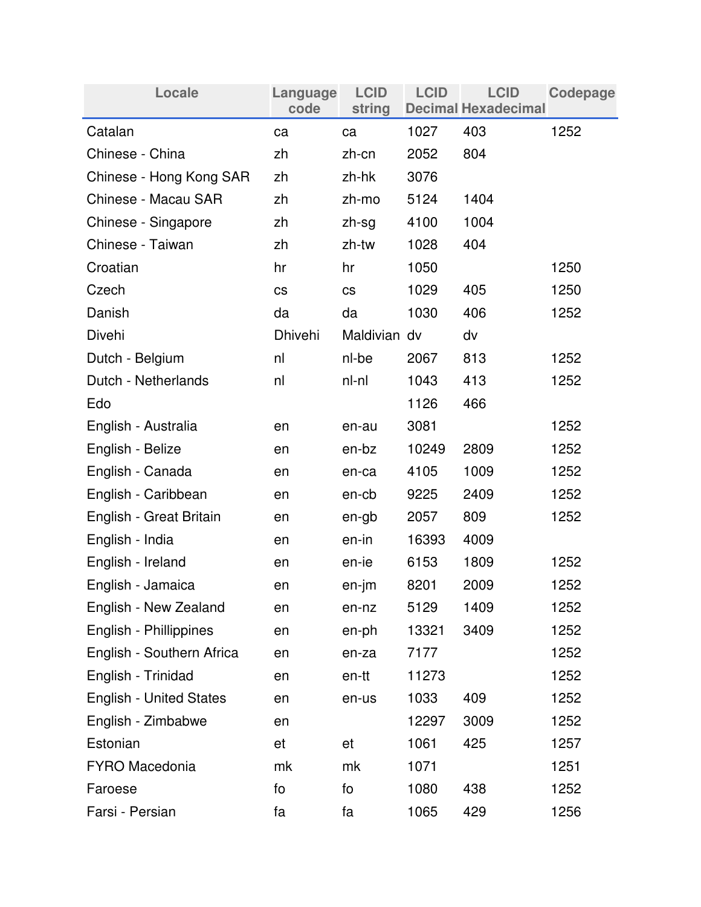| Locale | Language code | LCID string | LCID Decimal | LCID Hexadecimal | Codepage |
|---|---|---|---|---|---|
| Catalan | ca | ca | 1027 | 403 | 1252 |
| Chinese - China | zh | zh-cn | 2052 | 804 | |
| Chinese - Hong Kong SAR | zh | zh-hk | 3076 | | |
| Chinese - Macau SAR | zh | zh-mo | 5124 | 1404 | |
| Chinese - Singapore | zh | zh-sg | 4100 | 1004 | |
| Chinese - Taiwan | zh | zh-tw | 1028 | 404 | |
| Croatian | hr | hr | 1050 | | 1250 |
| Czech | cs | cs | 1029 | 405 | 1250 |
| Danish | da | da | 1030 | 406 | 1252 |
| Divehi | Dhivehi | Maldivian | dv | dv | |
| Dutch - Belgium | nl | nl-be | 2067 | 813 | 1252 |
| Dutch - Netherlands | nl | nl-nl | 1043 | 413 | 1252 |
| Edo | | | 1126 | 466 | |
| English - Australia | en | en-au | 3081 | | 1252 |
| English - Belize | en | en-bz | 10249 | 2809 | 1252 |
| English - Canada | en | en-ca | 4105 | 1009 | 1252 |
| English - Caribbean | en | en-cb | 9225 | 2409 | 1252 |
| English - Great Britain | en | en-gb | 2057 | 809 | 1252 |
| English - India | en | en-in | 16393 | 4009 | |
| English - Ireland | en | en-ie | 6153 | 1809 | 1252 |
| English - Jamaica | en | en-jm | 8201 | 2009 | 1252 |
| English - New Zealand | en | en-nz | 5129 | 1409 | 1252 |
| English - Phillippines | en | en-ph | 13321 | 3409 | 1252 |
| English - Southern Africa | en | en-za | 7177 | | 1252 |
| English - Trinidad | en | en-tt | 11273 | | 1252 |
| English - United States | en | en-us | 1033 | 409 | 1252 |
| English - Zimbabwe | en | | 12297 | 3009 | 1252 |
| Estonian | et | et | 1061 | 425 | 1257 |
| FYRO Macedonia | mk | mk | 1071 | | 1251 |
| Faroese | fo | fo | 1080 | 438 | 1252 |
| Farsi - Persian | fa | fa | 1065 | 429 | 1256 |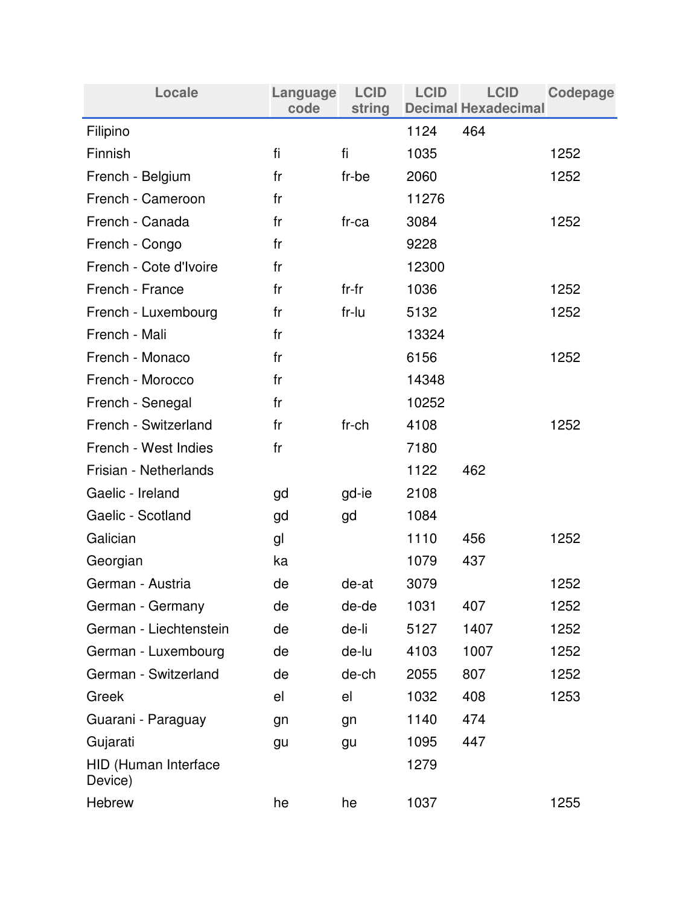| Locale | Language code | LCID string | LCID Decimal | LCID Hexadecimal | Codepage |
|---|---|---|---|---|---|
| Filipino | | | 1124 | 464 | |
| Finnish | fi | fi | 1035 | | 1252 |
| French - Belgium | fr | fr-be | 2060 | | 1252 |
| French - Cameroon | fr | | 11276 | | |
| French - Canada | fr | fr-ca | 3084 | | 1252 |
| French - Congo | fr | | 9228 | | |
| French - Cote d'Ivoire | fr | | 12300 | | |
| French - France | fr | fr-fr | 1036 | | 1252 |
| French - Luxembourg | fr | fr-lu | 5132 | | 1252 |
| French - Mali | fr | | 13324 | | |
| French - Monaco | fr | | 6156 | | 1252 |
| French - Morocco | fr | | 14348 | | |
| French - Senegal | fr | | 10252 | | |
| French - Switzerland | fr | fr-ch | 4108 | | 1252 |
| French - West Indies | fr | | 7180 | | |
| Frisian - Netherlands | | | 1122 | 462 | |
| Gaelic - Ireland | gd | gd-ie | 2108 | | |
| Gaelic - Scotland | gd | gd | 1084 | | |
| Galician | gl | | 1110 | 456 | 1252 |
| Georgian | ka | | 1079 | 437 | |
| German - Austria | de | de-at | 3079 | | 1252 |
| German - Germany | de | de-de | 1031 | 407 | 1252 |
| German - Liechtenstein | de | de-li | 5127 | 1407 | 1252 |
| German - Luxembourg | de | de-lu | 4103 | 1007 | 1252 |
| German - Switzerland | de | de-ch | 2055 | 807 | 1252 |
| Greek | el | el | 1032 | 408 | 1253 |
| Guarani - Paraguay | gn | gn | 1140 | 474 | |
| Gujarati | gu | gu | 1095 | 447 | |
| HID (Human Interface Device) | | | 1279 | | |
| Hebrew | he | he | 1037 | | 1255 |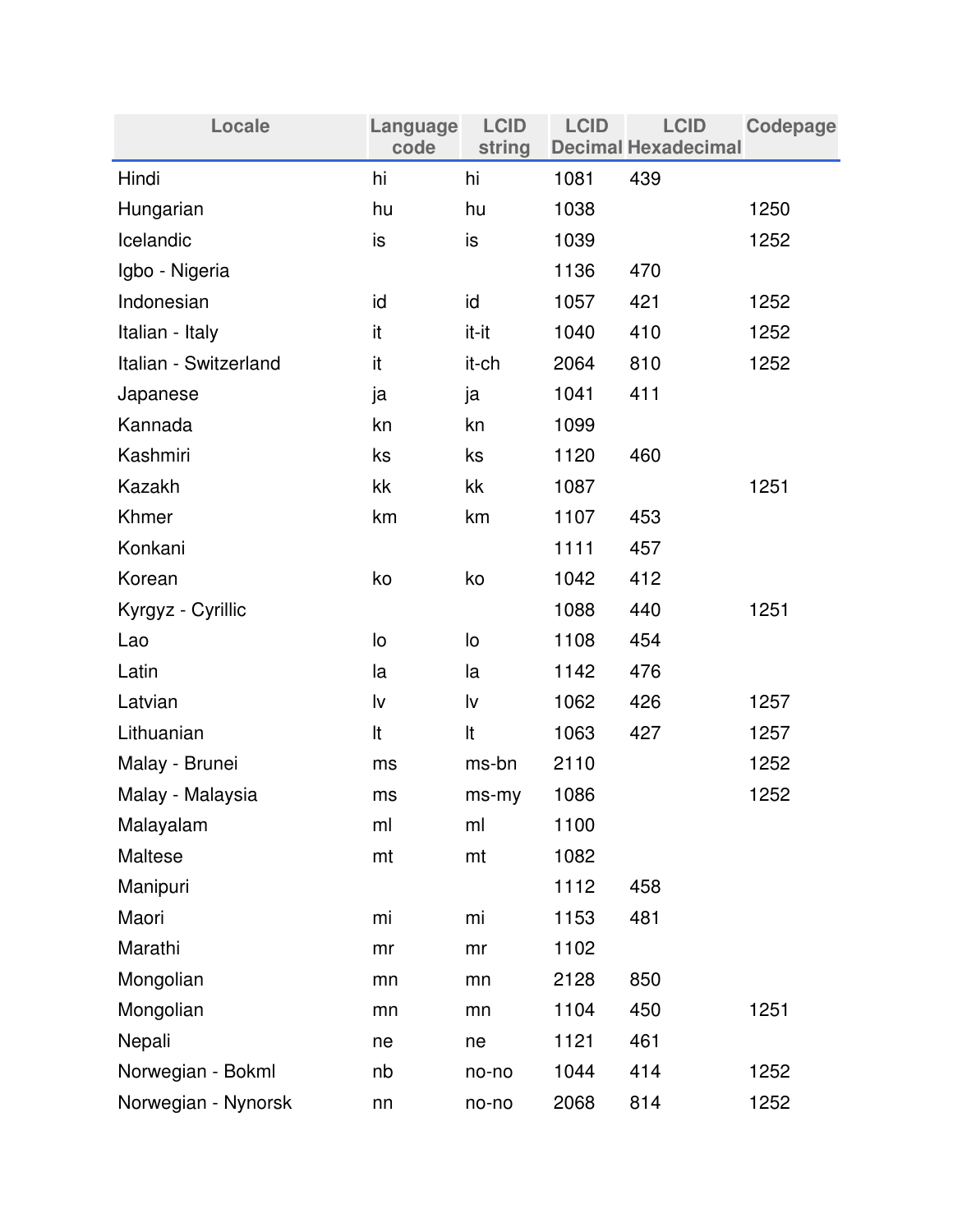| Locale | Language code | LCID string | LCID Decimal | LCID Hexadecimal | Codepage |
|---|---|---|---|---|---|
| Hindi | hi | hi | 1081 | 439 | |
| Hungarian | hu | hu | 1038 | | 1250 |
| Icelandic | is | is | 1039 | | 1252 |
| Igbo - Nigeria | | | 1136 | 470 | |
| Indonesian | id | id | 1057 | 421 | 1252 |
| Italian - Italy | it | it-it | 1040 | 410 | 1252 |
| Italian - Switzerland | it | it-ch | 2064 | 810 | 1252 |
| Japanese | ja | ja | 1041 | 411 | |
| Kannada | kn | kn | 1099 | | |
| Kashmiri | ks | ks | 1120 | 460 | |
| Kazakh | kk | kk | 1087 | | 1251 |
| Khmer | km | km | 1107 | 453 | |
| Konkani | | | 1111 | 457 | |
| Korean | ko | ko | 1042 | 412 | |
| Kyrgyz - Cyrillic | | | 1088 | 440 | 1251 |
| Lao | lo | lo | 1108 | 454 | |
| Latin | la | la | 1142 | 476 | |
| Latvian | lv | lv | 1062 | 426 | 1257 |
| Lithuanian | lt | lt | 1063 | 427 | 1257 |
| Malay - Brunei | ms | ms-bn | 2110 | | 1252 |
| Malay - Malaysia | ms | ms-my | 1086 | | 1252 |
| Malayalam | ml | ml | 1100 | | |
| Maltese | mt | mt | 1082 | | |
| Manipuri | | | 1112 | 458 | |
| Maori | mi | mi | 1153 | 481 | |
| Marathi | mr | mr | 1102 | | |
| Mongolian | mn | mn | 2128 | 850 | |
| Mongolian | mn | mn | 1104 | 450 | 1251 |
| Nepali | ne | ne | 1121 | 461 | |
| Norwegian - Bokml | nb | no-no | 1044 | 414 | 1252 |
| Norwegian - Nynorsk | nn | no-no | 2068 | 814 | 1252 |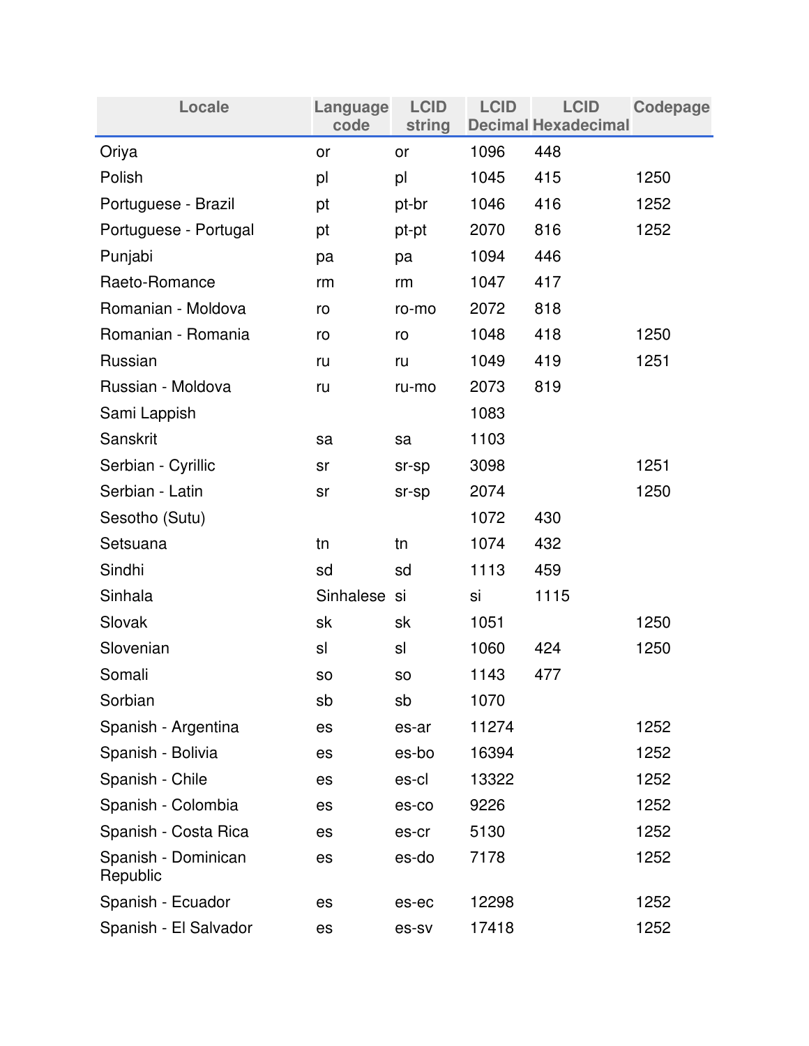| Locale | Language code | LCID string | LCID Decimal | LCID Hexadecimal | Codepage |
|---|---|---|---|---|---|
| Oriya | or | or | 1096 | 448 | |
| Polish | pl | pl | 1045 | 415 | 1250 |
| Portuguese - Brazil | pt | pt-br | 1046 | 416 | 1252 |
| Portuguese - Portugal | pt | pt-pt | 2070 | 816 | 1252 |
| Punjabi | pa | pa | 1094 | 446 | |
| Raeto-Romance | rm | rm | 1047 | 417 | |
| Romanian - Moldova | ro | ro-mo | 2072 | 818 | |
| Romanian - Romania | ro | ro | 1048 | 418 | 1250 |
| Russian | ru | ru | 1049 | 419 | 1251 |
| Russian - Moldova | ru | ru-mo | 2073 | 819 | |
| Sami Lappish | | | 1083 | | |
| Sanskrit | sa | sa | 1103 | | |
| Serbian - Cyrillic | sr | sr-sp | 3098 | | 1251 |
| Serbian - Latin | sr | sr-sp | 2074 | | 1250 |
| Sesotho (Sutu) | | | 1072 | 430 | |
| Setsuana | tn | tn | 1074 | 432 | |
| Sindhi | sd | sd | 1113 | 459 | |
| Sinhala | Sinhalese | si | si | 1115 | |
| Slovak | sk | sk | 1051 | | 1250 |
| Slovenian | sl | sl | 1060 | 424 | 1250 |
| Somali | so | so | 1143 | 477 | |
| Sorbian | sb | sb | 1070 | | |
| Spanish - Argentina | es | es-ar | 11274 | | 1252 |
| Spanish - Bolivia | es | es-bo | 16394 | | 1252 |
| Spanish - Chile | es | es-cl | 13322 | | 1252 |
| Spanish - Colombia | es | es-co | 9226 | | 1252 |
| Spanish - Costa Rica | es | es-cr | 5130 | | 1252 |
| Spanish - Dominican Republic | es | es-do | 7178 | | 1252 |
| Spanish - Ecuador | es | es-ec | 12298 | | 1252 |
| Spanish - El Salvador | es | es-sv | 17418 | | 1252 |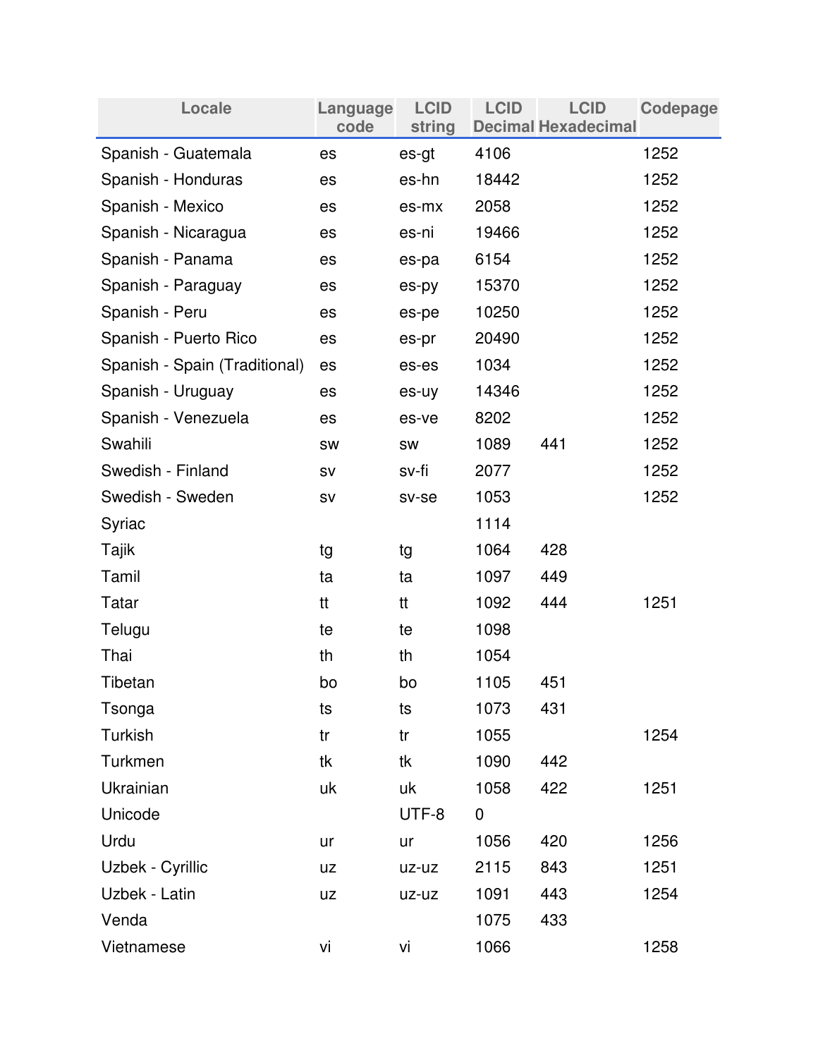| Locale | Language code | LCID string | LCID Decimal | LCID Hexadecimal | Codepage |
|---|---|---|---|---|---|
| Spanish - Guatemala | es | es-gt | 4106 | | 1252 |
| Spanish - Honduras | es | es-hn | 18442 | | 1252 |
| Spanish - Mexico | es | es-mx | 2058 | | 1252 |
| Spanish - Nicaragua | es | es-ni | 19466 | | 1252 |
| Spanish - Panama | es | es-pa | 6154 | | 1252 |
| Spanish - Paraguay | es | es-py | 15370 | | 1252 |
| Spanish - Peru | es | es-pe | 10250 | | 1252 |
| Spanish - Puerto Rico | es | es-pr | 20490 | | 1252 |
| Spanish - Spain (Traditional) | es | es-es | 1034 | | 1252 |
| Spanish - Uruguay | es | es-uy | 14346 | | 1252 |
| Spanish - Venezuela | es | es-ve | 8202 | | 1252 |
| Swahili | sw | sw | 1089 | 441 | 1252 |
| Swedish - Finland | sv | sv-fi | 2077 | | 1252 |
| Swedish - Sweden | sv | sv-se | 1053 | | 1252 |
| Syriac | | | 1114 | | |
| Tajik | tg | tg | 1064 | 428 | |
| Tamil | ta | ta | 1097 | 449 | |
| Tatar | tt | tt | 1092 | 444 | 1251 |
| Telugu | te | te | 1098 | | |
| Thai | th | th | 1054 | | |
| Tibetan | bo | bo | 1105 | 451 | |
| Tsonga | ts | ts | 1073 | 431 | |
| Turkish | tr | tr | 1055 | | 1254 |
| Turkmen | tk | tk | 1090 | 442 | |
| Ukrainian | uk | uk | 1058 | 422 | 1251 |
| Unicode | | UTF-8 | 0 | | |
| Urdu | ur | ur | 1056 | 420 | 1256 |
| Uzbek - Cyrillic | uz | uz-uz | 2115 | 843 | 1251 |
| Uzbek - Latin | uz | uz-uz | 1091 | 443 | 1254 |
| Venda | | | 1075 | 433 | |
| Vietnamese | vi | vi | 1066 | | 1258 |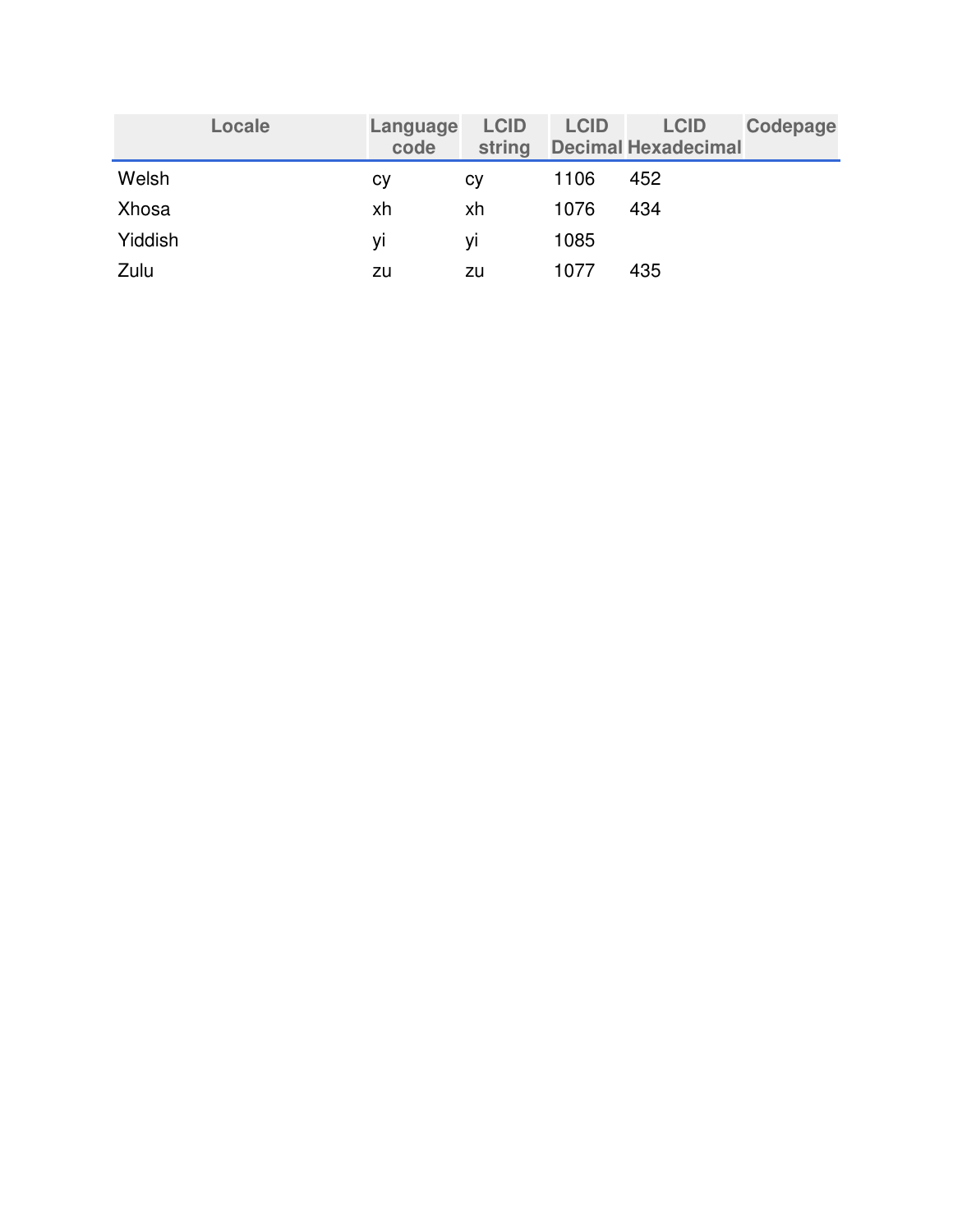| Locale | Language code | LCID string | LCID Decimal | LCID Hexadecimal | Codepage |
|---|---|---|---|---|---|
| Welsh | cy | cy | 1106 | 452 | |
| Xhosa | xh | xh | 1076 | 434 | |
| Yiddish | yi | yi | 1085 | | |
| Zulu | zu | zu | 1077 | 435 | |